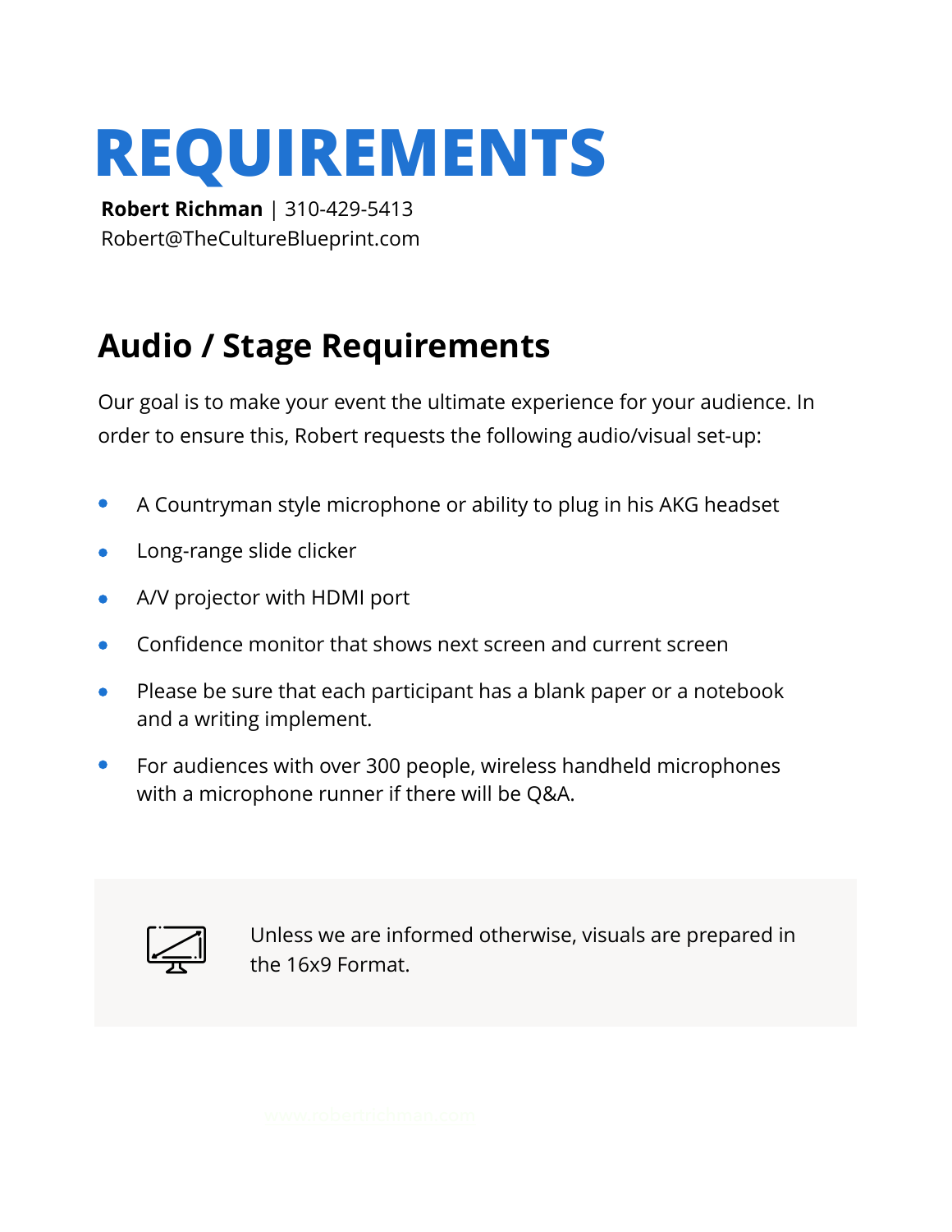# REQUIREMENTS

**Robert Richman** | 310-429-5413
Robert@TheCultureBlueprint.com

## Audio / Stage Requirements

Our goal is to make your event the ultimate experience for your audience. In order to ensure this, Robert requests the following audio/visual set-up:

- A Countryman style microphone or ability to plug in his AKG headset
- Long-range slide clicker
- A/V projector with HDMI port
- Confidence monitor that shows next screen and current screen
- Please be sure that each participant has a blank paper or a notebook and a writing implement.
- For audiences with over 300 people, wireless handheld microphones with a microphone runner if there will be Q&A.

Unless we are informed otherwise, visuals are prepared in the 16x9 Format.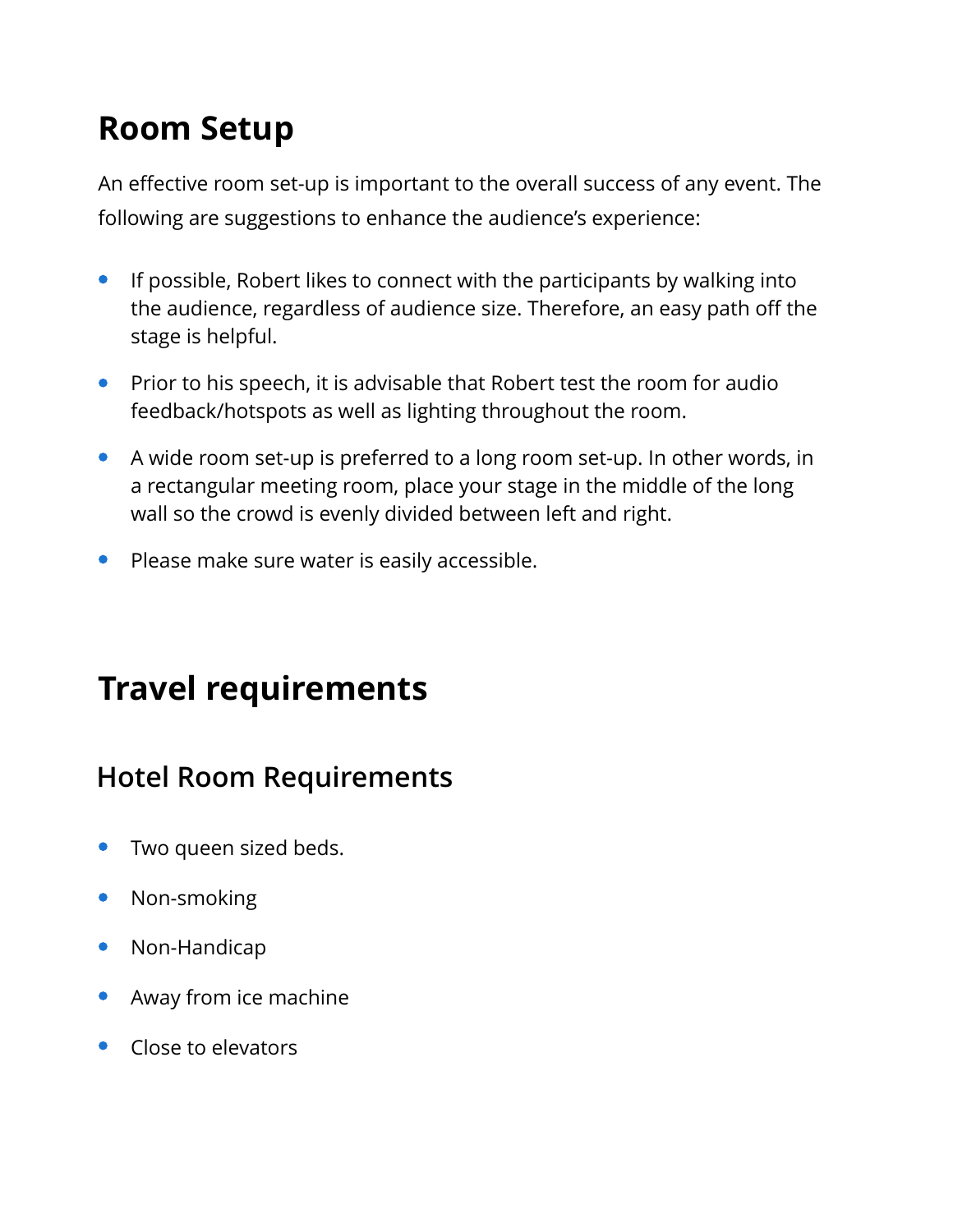## Room Setup

An effective room set-up is important to the overall success of any event. The following are suggestions to enhance the audience's experience:

- If possible, Robert likes to connect with the participants by walking into the audience, regardless of audience size. Therefore, an easy path off the stage is helpful.
- Prior to his speech, it is advisable that Robert test the room for audio feedback/hotspots as well as lighting throughout the room.
- A wide room set-up is preferred to a long room set-up. In other words, in a rectangular meeting room, place your stage in the middle of the long wall so the crowd is evenly divided between left and right.
- Please make sure water is easily accessible.

## Travel requirements

### Hotel Room Requirements

- Two queen sized beds.
- Non-smoking
- Non-Handicap
- Away from ice machine
- Close to elevators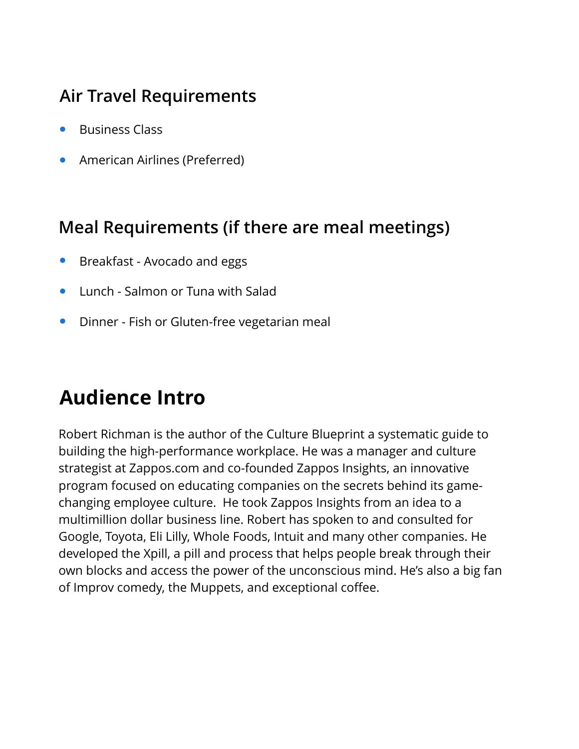### Air Travel Requirements

- Business Class
- American Airlines (Preferred)

### Meal Requirements (if there are meal meetings)

- Breakfast - Avocado and eggs
- Lunch - Salmon or Tuna with Salad
- Dinner - Fish or Gluten-free vegetarian meal

## Audience Intro

Robert Richman is the author of the Culture Blueprint a systematic guide to building the high-performance workplace. He was a manager and culture strategist at Zappos.com and co-founded Zappos Insights, an innovative program focused on educating companies on the secrets behind its game-changing employee culture. He took Zappos Insights from an idea to a multimillion dollar business line. Robert has spoken to and consulted for Google, Toyota, Eli Lilly, Whole Foods, Intuit and many other companies. He developed the Xpill, a pill and process that helps people break through their own blocks and access the power of the unconscious mind. He's also a big fan of Improv comedy, the Muppets, and exceptional coffee.